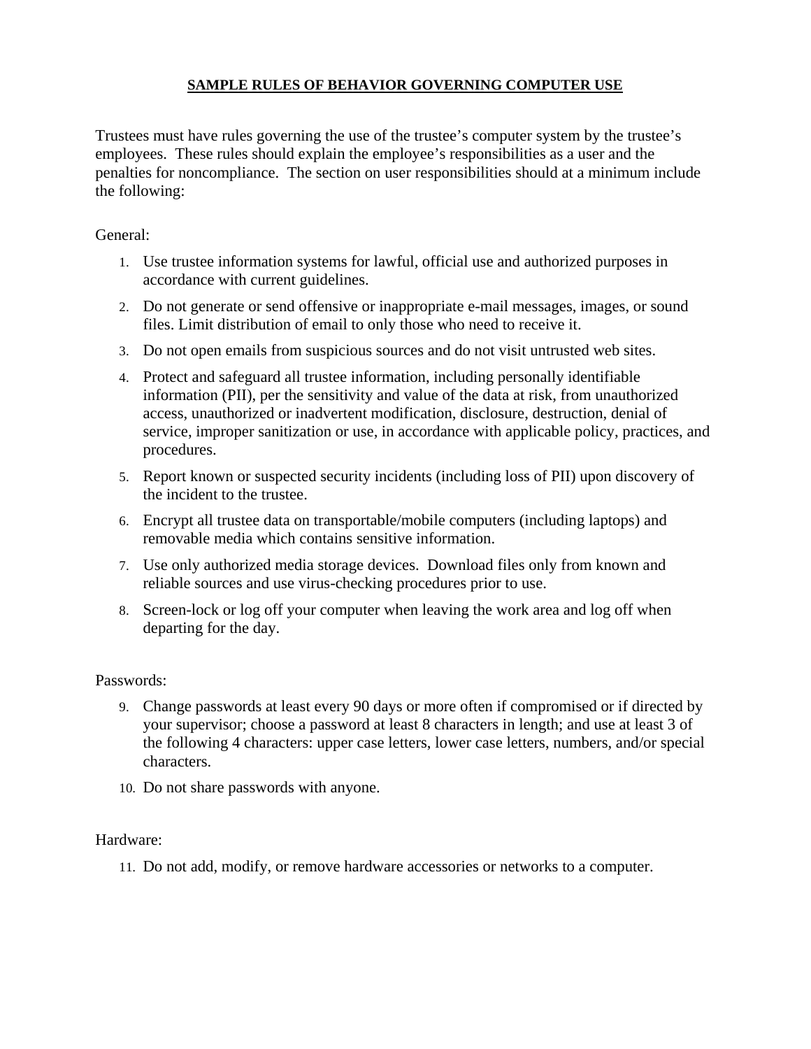# SAMPLE RULES OF BEHAVIOR GOVERNING COMPUTER USE

Trustees must have rules governing the use of the trustee's computer system by the trustee's employees. These rules should explain the employee's responsibilities as a user and the penalties for noncompliance. The section on user responsibilities should at a minimum include the following:

General:

1. Use trustee information systems for lawful, official use and authorized purposes in accordance with current guidelines.
2. Do not generate or send offensive or inappropriate e-mail messages, images, or sound files. Limit distribution of email to only those who need to receive it.
3. Do not open emails from suspicious sources and do not visit untrusted web sites.
4. Protect and safeguard all trustee information, including personally identifiable information (PII), per the sensitivity and value of the data at risk, from unauthorized access, unauthorized or inadvertent modification, disclosure, destruction, denial of service, improper sanitization or use, in accordance with applicable policy, practices, and procedures.
5. Report known or suspected security incidents (including loss of PII) upon discovery of the incident to the trustee.
6. Encrypt all trustee data on transportable/mobile computers (including laptops) and removable media which contains sensitive information.
7. Use only authorized media storage devices. Download files only from known and reliable sources and use virus-checking procedures prior to use.
8. Screen-lock or log off your computer when leaving the work area and log off when departing for the day.

Passwords:

9. Change passwords at least every 90 days or more often if compromised or if directed by your supervisor; choose a password at least 8 characters in length; and use at least 3 of the following 4 characters: upper case letters, lower case letters, numbers, and/or special characters.
10. Do not share passwords with anyone.

Hardware:

11. Do not add, modify, or remove hardware accessories or networks to a computer.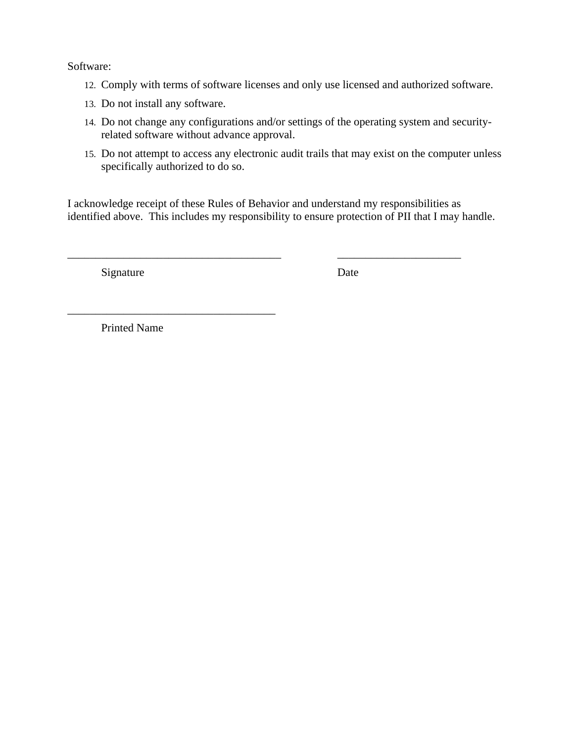Software:

12. Comply with terms of software licenses and only use licensed and authorized software.
13. Do not install any software.
14. Do not change any configurations and/or settings of the operating system and security-related software without advance approval.
15. Do not attempt to access any electronic audit trails that may exist on the computer unless specifically authorized to do so.

I acknowledge receipt of these Rules of Behavior and understand my responsibilities as identified above. This includes my responsibility to ensure protection of PII that I may handle.

_______________________________________ ______________________

Signature Date

______________________________________

Printed Name